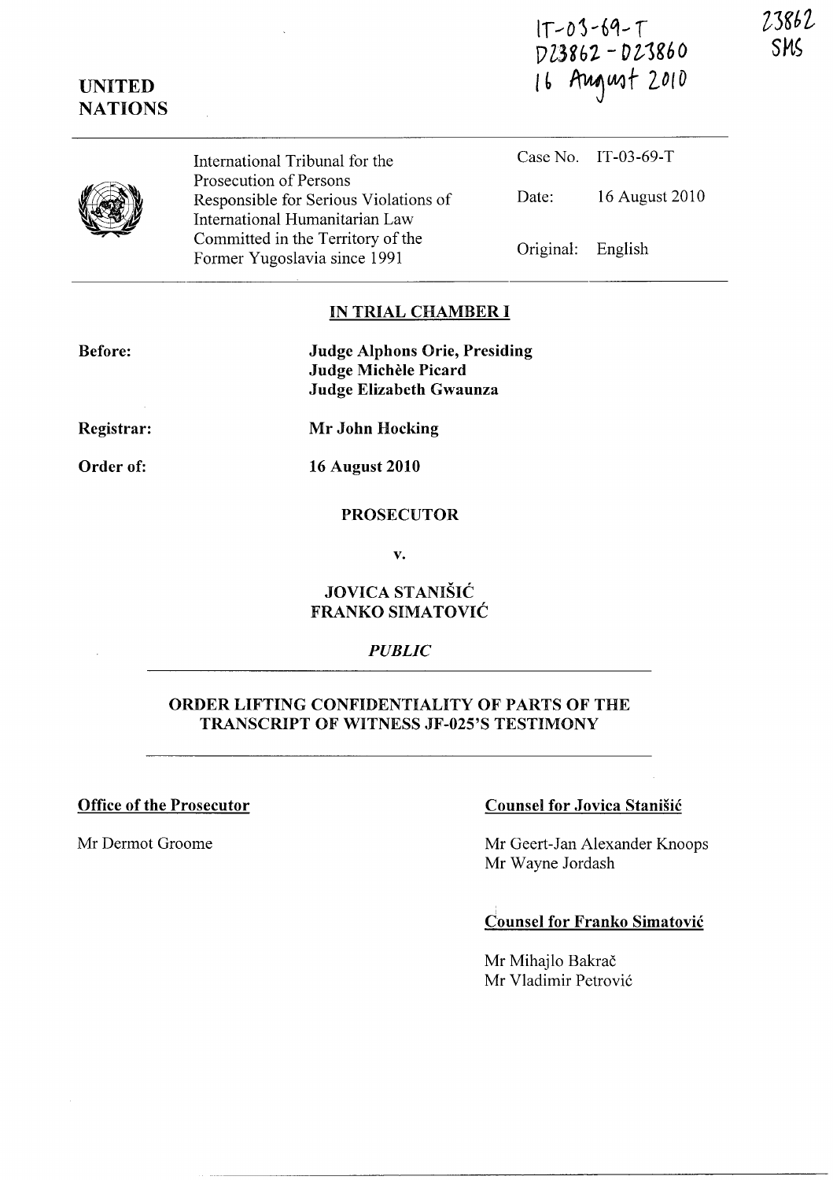IT-03-69-T
D23862 - D23860
16 August 2010

23862
SMS

**UNITED NATIONS**

| | | |
|---|---|---|
| International Tribunal for the Prosecution of Persons Responsible for Serious Violations of International Humanitarian Law Committed in the Territory of the Former Yugoslavia since 1991 | Case No. | IT-03-69-T |
| | Date: | 16 August 2010 |
| | Original: | English |

## IN TRIAL CHAMBER I

**Before:** **Judge Alphons Orie, Presiding**
**Judge Michèle Picard**
**Judge Elizabeth Gwaunza**

**Registrar:** **Mr John Hocking**

**Order of:** **16 August 2010**

**PROSECUTOR**

**v.**

**JOVICA STANIŠIĆ**
**FRANKO SIMATOVIĆ**

*PUBLIC*

## ORDER LIFTING CONFIDENTIALITY OF PARTS OF THE TRANSCRIPT OF WITNESS JF-025'S TESTIMONY

**Office of the Prosecutor**

Mr Dermot Groome

**Counsel for Jovica Stanišić**

Mr Geert-Jan Alexander Knoops
Mr Wayne Jordash

**Counsel for Franko Simatović**

Mr Mihajlo Bakrač
Mr Vladimir Petrović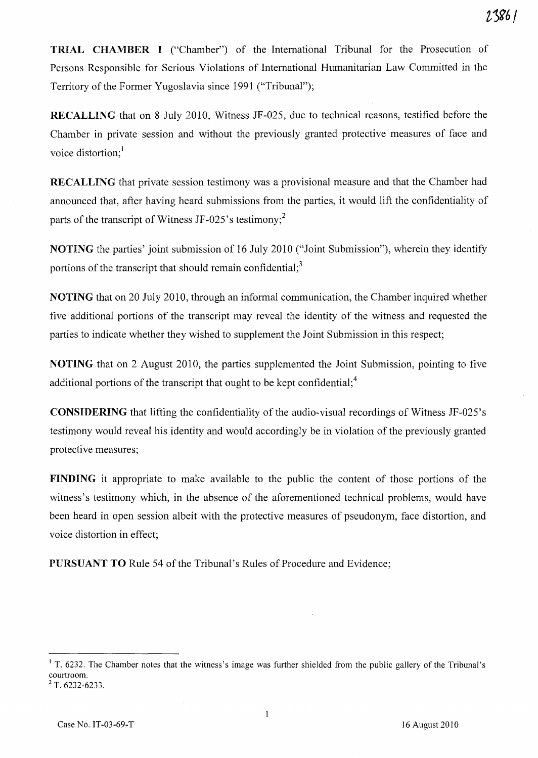**TRIAL CHAMBER I** ("Chamber") of the International Tribunal for the Prosecution of Persons Responsible for Serious Violations of International Humanitarian Law Committed in the Territory of the Former Yugoslavia since 1991 ("Tribunal");

**RECALLING** that on 8 July 2010, Witness JF-025, due to technical reasons, testified before the Chamber in private session and without the previously granted protective measures of face and voice distortion;[1]

**RECALLING** that private session testimony was a provisional measure and that the Chamber had announced that, after having heard submissions from the parties, it would lift the confidentiality of parts of the transcript of Witness JF-025's testimony;[2]

**NOTING** the parties' joint submission of 16 July 2010 ("Joint Submission"), wherein they identify portions of the transcript that should remain confidential;[3]

**NOTING** that on 20 July 2010, through an informal communication, the Chamber inquired whether five additional portions of the transcript may reveal the identity of the witness and requested the parties to indicate whether they wished to supplement the Joint Submission in this respect;

**NOTING** that on 2 August 2010, the parties supplemented the Joint Submission, pointing to five additional portions of the transcript that ought to be kept confidential;[4]

**CONSIDERING** that lifting the confidentiality of the audio-visual recordings of Witness JF-025's testimony would reveal his identity and would accordingly be in violation of the previously granted protective measures;

**FINDING** it appropriate to make available to the public the content of those portions of the witness's testimony which, in the absence of the aforementioned technical problems, would have been heard in open session albeit with the protective measures of pseudonym, face distortion, and voice distortion in effect;

**PURSUANT TO** Rule 54 of the Tribunal's Rules of Procedure and Evidence;

---

[1] T. 6232. The Chamber notes that the witness's image was further shielded from the public gallery of the Tribunal's courtroom.

[2] T. 6232-6233.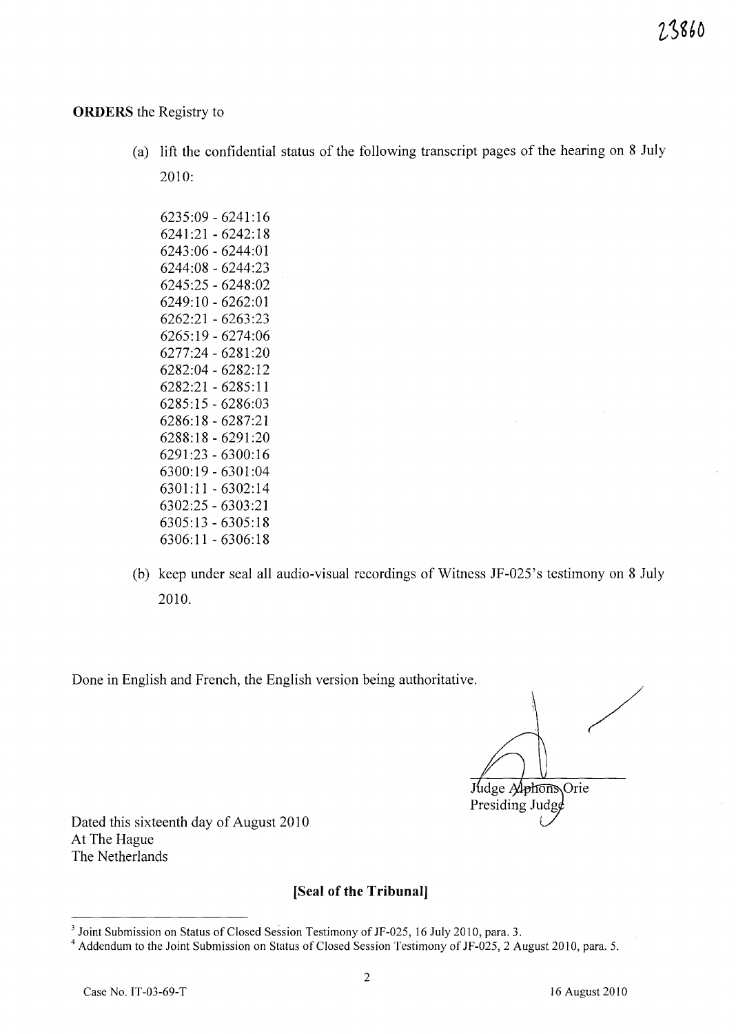**ORDERS** the Registry to

(a) lift the confidential status of the following transcript pages of the hearing on 8 July 2010:

6235:09 - 6241:16
6241:21 - 6242:18
6243:06 - 6244:01
6244:08 - 6244:23
6245:25 - 6248:02
6249:10 - 6262:01
6262:21 - 6263:23
6265:19 - 6274:06
6277:24 - 6281:20
6282:04 - 6282:12
6282:21 - 6285:11
6285:15 - 6286:03
6286:18 - 6287:21
6288:18 - 6291:20
6291:23 - 6300:16
6300:19 - 6301:04
6301:11 - 6302:14
6302:25 - 6303:21
6305:13 - 6305:18
6306:11 - 6306:18

(b) keep under seal all audio-visual recordings of Witness JF-025's testimony on 8 July 2010.

Done in English and French, the English version being authoritative.

Judge Alphons Orie
Presiding Judge

Dated this sixteenth day of August 2010
At The Hague
The Netherlands

**[Seal of the Tribunal]**

---

[3] Joint Submission on Status of Closed Session Testimony of JF-025, 16 July 2010, para. 3.

[4] Addendum to the Joint Submission on Status of Closed Session Testimony of JF-025, 2 August 2010, para. 5.